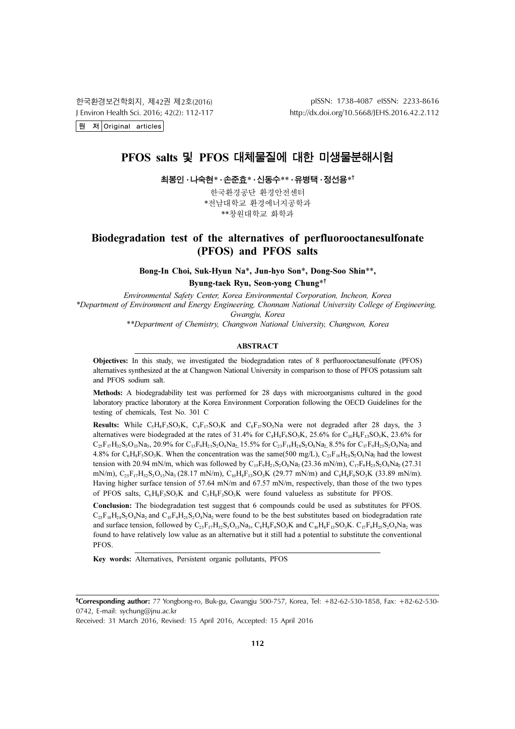원 저 Original articles

# PFOS salts 및 PFOS 대체물질에 대한 미생물분해시험

**최봉인 · 나숙현* · 손준효* · 신동수** · 유병택 · 정선용*†**

한국환경공단 환경안전센터
*전남대학교 환경에너지공학과
**창원대학교 화학과

# Biodegradation test of the alternatives of perfluorooctanesulfonate (PFOS) and PFOS salts

**Bong-In Choi, Suk-Hyun Na*, Jun-hyo Son*, Dong-Soo Shin**, Byung-taek Ryu, Seon-yong Chung*†**

*Environmental Safety Center, Korea Environmental Corporation, Incheon, Korea*
**Department of Environment and Energy Engineering, Chonnam National University College of Engineering, Gwangju, Korea*
***Department of Chemistry, Changwon National University, Changwon, Korea*

## ABSTRACT

**Objectives:** In this study, we investigated the biodegradation rates of 8 perfluorooctanesulfonate (PFOS) alternatives synthesized at the at Changwon National University in comparison to those of PFOS potassium salt and PFOS sodium salt.

**Methods:** A biodegradability test was performed for 28 days with microorganisms cultured in the good laboratory practice laboratory at the Korea Environment Corporation following the OECD Guidelines for the testing of chemicals, Test No. 301 C

**Results:** While $C_5H_8F_3SO_3K$, $C_8F_{17}SO_3K$ and $C_8F_{17}SO_3Na$ were not degraded after 28 days, the 3 alternatives were biodegraded at the rates of 31.4% for $C_8H_8F_9SO_3K$, 25.6% for $C_{10}H_8F_{13}SO_3K$, 23.6% for $C_{25}F_{17}H_{32}S_3O_{13}Na_3$, 20.9% for $C_{15}F_9H_{21}S_2O_8Na_2$, 15.5% for $C_{23}F_{18}H_{28}S_2O_8Na_2$, 8.5% for $C_{17}F_9H_{25}S_2O_8Na_2$ and 4.8% for $C_6H_8F_5SO_3K$. When the concentration was the same(500 mg/L), $C_{23}F_{18}H_{28}S_2O_8Na_2$ had the lowest tension with 20.94 mN/m, which was followed by $C_{15}F_9H_{21}S_2O_8Na_2$ (23.36 mN/m), $C_{17}F_9H_{25}S_2O_8Na_2$ (27.31 mN/m), $C_{25}F_{17}H_{32}S_3O_{13}Na_3$ (28.17 mN/m), $C_{10}H_8F_{13}SO_3K$ (29.77 mN/m) and $C_8H_8F_9SO_3K$ (33.89 mN/m). Having higher surface tension of 57.64 mN/m and 67.57 mN/m, respectively, than those of the two types of PFOS salts, $C_6H_8F_5SO_3K$ and $C_5H_8F_3SO_3K$ were found valueless as substitute for PFOS.

**Conclusion:** The biodegradation test suggest that 6 compounds could be used as substitutes for PFOS. $C_{23}F_{18}H_{28}S_2O_8Na_2$ and $C_{15}F_9H_{21}S_2O_8Na_2$ were found to be the best substitutes based on biodegradation rate and surface tension, followed by $C_{25}F_{17}H_{32}S_3O_{13}Na_3$, $C_8H_8F_9SO_3K$ and $C_{10}H_8F_{13}SO_3K$. $C_{17}F_9H_{25}S_2O_8Na_2$ was found to have relatively low value as an alternative but it still had a potential to substitute the conventional PFOS.

**Key words:** Alternatives, Persistent organic pollutants, PFOS

---

**†Corresponding author:** 77 Yongbong-ro, Buk-gu, Gwangju 500-757, Korea, Tel: +82-62-530-1858, Fax: +82-62-530-0742, E-mail: sychung@jnu.ac.kr

Received: 31 March 2016, Revised: 15 April 2016, Accepted: 15 April 2016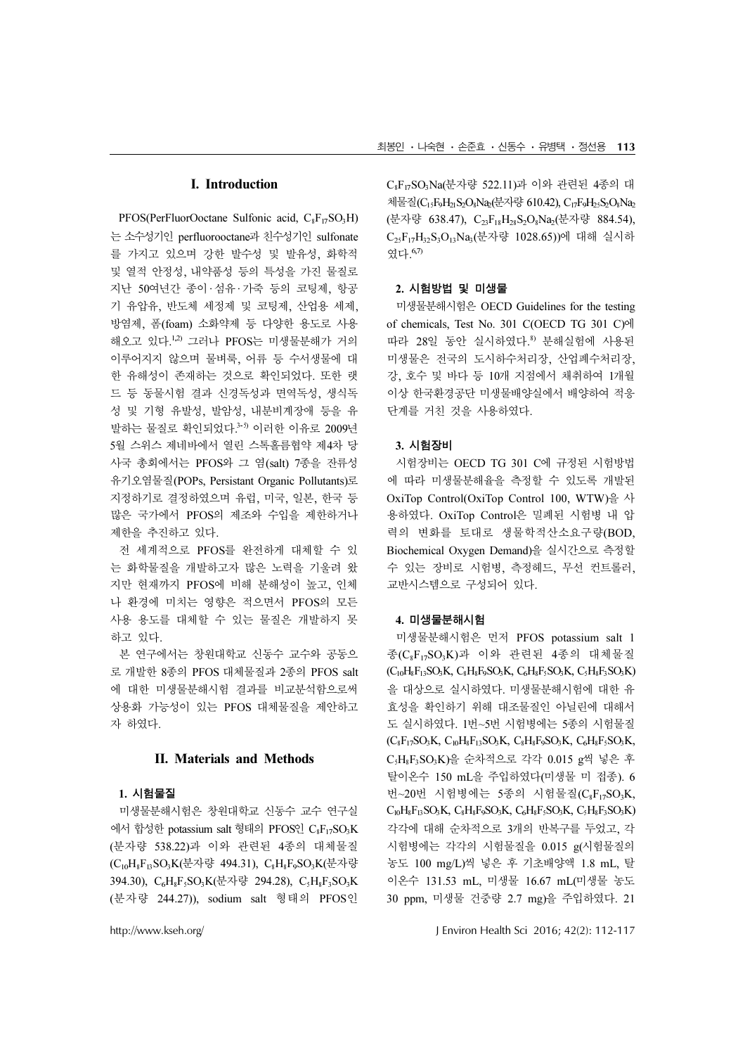## I. Introduction

PFOS(PerFluorOoctane Sulfonic acid, $C_8F_{17}SO_3H$)는 소수성기인 perfluorooctane과 친수성기인 sulfonate를 가지고 있으며 강한 발수성 및 발유성, 화학적 및 열적 안정성, 내약품성 등의 특성을 가진 물질로 지난 50여년간 종이·섬유·가죽 등의 코팅제, 항공기 유압유, 반도체 세정제 및 코팅제, 산업용 세제, 방염제, 폼(foam) 소화약제 등 다양한 용도로 사용해오고 있다.[1,2] 그러나 PFOS는 미생물분해가 거의 이루어지지 않으며 물벼룩, 어류 등 수서생물에 대한 유해성이 존재하는 것으로 확인되었다. 또한 랫드 등 동물시험 결과 신경독성과 면역독성, 생식독성 및 기형 유발성, 발암성, 내분비계장애 등을 유발하는 물질로 확인되었다.[3-5] 이러한 이유로 2009년 5월 스위스 제네바에서 열린 스톡홀름협약 제4차 당사국 총회에서는 PFOS와 그 염(salt) 7종을 잔류성 유기오염물질(POPs, Persistant Organic Pollutants)로 지정하기로 결정하였으며 유럽, 미국, 일본, 한국 등 많은 국가에서 PFOS의 제조와 수입을 제한하거나 제한을 추진하고 있다.

전 세계적으로 PFOS를 완전하게 대체할 수 있는 화학물질을 개발하고자 많은 노력을 기울려 왔지만 현재까지 PFOS에 비해 분해성이 높고, 인체나 환경에 미치는 영향은 적으면서 PFOS의 모든 사용 용도를 대체할 수 있는 물질은 개발하지 못하고 있다.

본 연구에서는 창원대학교 신동수 교수와 공동으로 개발한 8종의 PFOS 대체물질과 2종의 PFOS salt에 대한 미생물분해시험 결과를 비교분석함으로써 상용화 가능성이 있는 PFOS 대체물질을 제안하고자 하였다.

## II. Materials and Methods

### 1. 시험물질

미생물분해시험은 창원대학교 신동수 교수 연구실에서 합성한 potassium salt 형태의 PFOS인 $C_8F_{17}SO_3K$(분자량 538.22)과 이와 관련된 4종의 대체물질($C_{10}H_8F_{13}SO_3K$(분자량 494.31), $C_8H_8F_9SO_3K$(분자량 394.30), $C_6H_8F_5SO_3K$(분자량 294.28), $C_5H_8F_3SO_3K$(분자량 244.27)), sodium salt 형태의 PFOS인 $C_8F_{17}SO_3Na$(분자량 522.11)과 이와 관련된 4종의 대체물질($C_{15}F_9H_{21}S_2O_8Na_2$(분자량 610.42), $C_{17}F_9H_{25}S_2O_8Na_2$(분자량 638.47), $C_{23}F_{18}H_{28}S_2O_8Na_2$(분자량 884.54), $C_{25}F_{17}H_{32}S_3O_{13}Na_3$(분자량 1028.65))에 대해 실시하였다.[6,7]

### 2. 시험방법 및 미생물

미생물분해시험은 OECD Guidelines for the testing of chemicals, Test No. 301 C(OECD TG 301 C)에 따라 28일 동안 실시하였다.[8] 분해실험에 사용된 미생물은 전국의 도시하수처리장, 산업폐수처리장, 강, 호수 및 바다 등 10개 지점에서 채취하여 1개월 이상 한국환경공단 미생물배양실에서 배양하여 적응단계를 거친 것을 사용하였다.

### 3. 시험장비

시험장비는 OECD TG 301 C에 규정된 시험방법에 따라 미생물분해율을 측정할 수 있도록 개발된 OxiTop Control(OxiTop Control 100, WTW)을 사용하였다. OxiTop Control은 밀폐된 시험병 내 압력의 변화를 토대로 생물학적산소요구량(BOD, Biochemical Oxygen Demand)을 실시간으로 측정할 수 있는 장비로 시험병, 측정헤드, 무선 컨트롤러, 교반시스템으로 구성되어 있다.

### 4. 미생물분해시험

미생물분해시험은 먼저 PFOS potassium salt 1종($C_8F_{17}SO_3K$)과 이와 관련된 4종의 대체물질($C_{10}H_8F_{13}SO_3K$, $C_8H_8F_9SO_3K$, $C_6H_8F_5SO_3K$, $C_5H_8F_3SO_3K$)을 대상으로 실시하였다. 미생물분해시험에 대한 유효성을 확인하기 위해 대조물질인 아닐린에 대해서도 실시하였다. 1번~5번 시험병에는 5종의 시험물질($C_8F_{17}SO_3K$, $C_{10}H_8F_{13}SO_3K$, $C_8H_8F_9SO_3K$, $C_6H_8F_5SO_3K$, $C_5H_8F_3SO_3K$)을 순차적으로 각각 0.015 g씩 넣은 후 탈이온수 150 mL을 주입하였다(미생물 미 접종). 6번~20번 시험병에는 5종의 시험물질($C_8F_{17}SO_3K$, $C_{10}H_8F_{13}SO_3K$, $C_8H_8F_9SO_3K$, $C_6H_8F_5SO_3K$, $C_5H_8F_3SO_3K$) 각각에 대해 순차적으로 3개의 반복구를 두었고, 각 시험병에는 각각의 시험물질을 0.015 g(시험물질의 농도 100 mg/L)씩 넣은 후 기초배양액 1.8 mL, 탈이온수 131.53 mL, 미생물 16.67 mL(미생물 농도 30 ppm, 미생물 건중량 2.7 mg)을 주입하였다. 21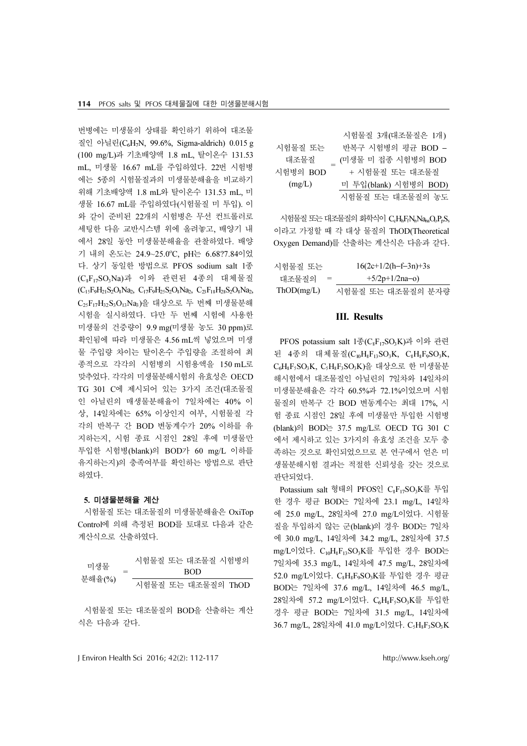번병에는 미생물의 상태를 확인하기 위하여 대조물질인 아닐린($C_6H_7N$, 99.6%, Sigma-aldrich) 0.015 g (100 mg/L)과 기초배양액 1.8 mL, 탈이온수 131.53 mL, 미생물 16.67 mL를 주입하였다. 22번 시험병에는 5종의 시험물질과의 미생물분해율을 비교하기 위해 기초배양액 1.8 mL와 탈이온수 131.53 mL, 미생물 16.67 mL를 주입하였다(시험물질 미 투입). 이와 같이 준비된 22개의 시험병은 무선 컨트롤러로 세팅한 다음 교반시스템 위에 올려놓고, 배양기 내에서 28일 동안 미생물분해율을 관찰하였다. 배양기 내의 온도는 24.9~25.0°C, pH는 6.68?7.84이었다. 상기 동일한 방법으로 PFOS sodium salt 1종($C_8F_{17}SO_3Na$)과 이와 관련된 4종의 대체물질($C_{15}F_9H_{21}S_2O_8Na_2$, $C_{17}F_9H_{25}S_2O_8Na_2$, $C_{23}F_{18}H_{28}S_2O_8Na_2$, $C_{25}F_{17}H_{32}S_3O_{13}Na_3$)을 대상으로 두 번째 미생물분해시험을 실시하였다. 다만 두 번째 시험에 사용한 미생물의 건중량이 9.9 mg(미생물 농도 30 ppm)로 확인됨에 따라 미생물은 4.56 mL씩 넣었으며 미생물 주입량 차이는 탈이온수 주입량을 조절하여 최종적으로 각각의 시험병의 시험용액을 150 mL로 맞추었다. 각각의 미생물분해시험의 유효성은 OECD TG 301 C에 제시되어 있는 3가지 조건(대조물질인 아닐린의 매생물분해율이 7일차에는 40% 이상, 14일차에는 65% 이상인지 여부, 시험물질 각각의 반복구 간 BOD 변동계수가 20% 이하를 유지하는지, 시험 종료 시점인 28일 후에 미생물만 투입한 시험병(blank)의 BOD가 60 mg/L 이하를 유지하는지)의 충족여부를 확인하는 방법으로 판단하였다.

### 5. 미생물분해율 계산

시험물질 또는 대조물질의 미생물분해율은 OxiTop Control에 의해 측정된 BOD를 토대로 다음과 같은 계산식으로 산출하였다.

$$\text{미생물 분해율(\%)} = \frac{\text{시험물질 또는 대조물질 시험병의 BOD}}{\text{시험물질 또는 대조물질의 ThOD}}$$

시험물질 또는 대조물질의 BOD을 산출하는 계산식은 다음과 같다.

$$\text{시험물질 또는 대조물질 시험병의 BOD (mg/L)} = \frac{\text{시험물질 3개(대조물질은 1개) 반복구 시험병의 평균 BOD} - \text{(미생물 미 접종 시험병의 BOD + 시험물질 또는 대조물질 미 투입(blank) 시험병의 BOD)}}{\text{시험물질 또는 대조물질의 농도}}$$

시험물질 또는 대조물질의 화학식이 $C_cH_hF_fN_nNa_{na}O_oP_pS_s$ 이라고 가정할 때 각 대상 물질의 ThOD(Theoretical Oxygen Demand)를 산출하는 계산식은 다음과 같다.

$$\text{시험물질 또는 대조물질의 ThOD(mg/L)} = \frac{16(2c+1/2(h-f-3n)+3s+5/2p+1/2na-o)}{\text{시험물질 또는 대조물질의 분자량}}$$

## III. Results

PFOS potassium salt 1종($C_8F_{17}SO_3K$)과 이와 관련된 4종의 대체물질($C_{10}H_8F_{13}SO_3K$, $C_8H_8F_9SO_3K$, $C_6H_8F_5SO_3K$, $C_5H_8F_3SO_3K$)을 대상으로 한 미생물분해시험에서 대조물질인 아닐린의 7일차와 14일차의 미생물분해율은 각각 60.5%과 72.1%이었으며 시험물질의 반복구 간 BOD 변동계수는 최대 17%, 시험 종료 시점인 28일 후에 미생물만 투입한 시험병(blank)의 BOD는 37.5 mg/L로 OECD TG 301 C에서 제시하고 있는 3가지의 유효성 조건을 모두 충족하는 것으로 확인되었으므로 본 연구에서 얻은 미생물분해시험 결과는 적절한 신뢰성을 갖는 것으로 판단되었다.

Potassium salt 형태의 PFOS인 $C_8F_{17}SO_3K$를 투입한 경우 평균 BOD는 7일차에 23.1 mg/L, 14일차에 25.0 mg/L, 28일차에 27.0 mg/L이었다. 시험물질을 투입하지 않는 군(blank)의 경우 BOD는 7일차에 30.0 mg/L, 14일차에 34.2 mg/L, 28일차에 37.5 mg/L이었다. $C_{10}H_8F_{13}SO_3K$를 투입한 경우 BOD는 7일차에 35.3 mg/L, 14일차에 47.5 mg/L, 28일차에 52.0 mg/L이었다. $C_8H_8F_9SO_3K$를 투입한 경우 평균 BOD는 7일차에 37.6 mg/L, 14일차에 46.5 mg/L, 28일차에 57.2 mg/L이었다. $C_6H_8F_5SO_3K$를 투입한 경우 평균 BOD는 7일차에 31.5 mg/L, 14일차에 36.7 mg/L, 28일차에 41.0 mg/L이었다. $C_5H_8F_3SO_3K$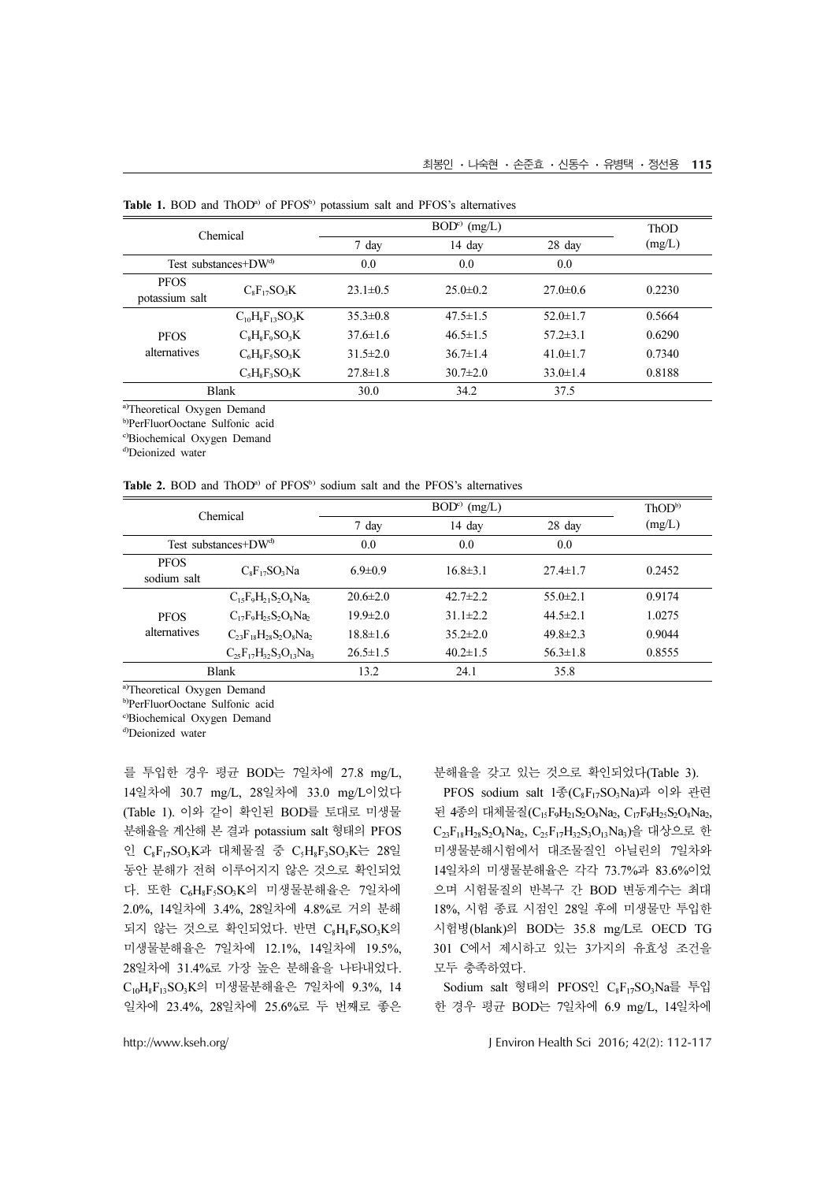**Table 1.** BOD and ThOD[a)] of PFOS[b)] potassium salt and PFOS's alternatives

| Chemical | | BOD[c)] (mg/L) | | | ThOD (mg/L) |
|---|---|---|---|---|---|
| | | 7 day | 14 day | 28 day | |
| Test substances+DW[d)] | | 0.0 | 0.0 | 0.0 | |
| PFOS potassium salt | $C_8F_{17}SO_3K$ | 23.1±0.5 | 25.0±0.2 | 27.0±0.6 | 0.2230 |
| PFOS alternatives | $C_{10}H_8F_{13}SO_3K$ | 35.3±0.8 | 47.5±1.5 | 52.0±1.7 | 0.5664 |
| | $C_8H_8F_9SO_3K$ | 37.6±1.6 | 46.5±1.5 | 57.2±3.1 | 0.6290 |
| | $C_6H_8F_5SO_3K$ | 31.5±2.0 | 36.7±1.4 | 41.0±1.7 | 0.7340 |
| | $C_5H_8F_3SO_3K$ | 27.8±1.8 | 30.7±2.0 | 33.0±1.4 | 0.8188 |
| Blank | | 30.0 | 34.2 | 37.5 | |

a)Theoretical Oxygen Demand
b)PerFluorOctane Sulfonic acid
c)Biochemical Oxygen Demand
d)Deionized water

**Table 2.** BOD and ThOD[a)] of PFOS[b)] sodium salt and the PFOS's alternatives

| Chemical | | BOD[c)] (mg/L) | | | ThOD[b)] (mg/L) |
|---|---|---|---|---|---|
| | | 7 day | 14 day | 28 day | |
| Test substances+DW[d)] | | 0.0 | 0.0 | 0.0 | |
| PFOS sodium salt | $C_8F_{17}SO_3Na$ | 6.9±0.9 | 16.8±3.1 | 27.4±1.7 | 0.2452 |
| PFOS alternatives | $C_{15}F_9H_{21}S_2O_8Na_2$ | 20.6±2.0 | 42.7±2.2 | 55.0±2.1 | 0.9174 |
| | $C_{17}F_9H_{25}S_2O_8Na_2$ | 19.9±2.0 | 31.1±2.2 | 44.5±2.1 | 1.0275 |
| | $C_{23}F_{18}H_{28}S_2O_8Na_2$ | 18.8±1.6 | 35.2±2.0 | 49.8±2.3 | 0.9044 |
| | $C_{25}F_{17}H_{32}S_3O_{13}Na_3$ | 26.5±1.5 | 40.2±1.5 | 56.3±1.8 | 0.8555 |
| Blank | | 13.2 | 24.1 | 35.8 | |

a)Theoretical Oxygen Demand
b)PerFluorOctane Sulfonic acid
c)Biochemical Oxygen Demand
d)Deionized water

를 투입한 경우 평균 BOD는 7일차에 27.8 mg/L, 14일차에 30.7 mg/L, 28일차에 33.0 mg/L이었다 (Table 1). 이와 같이 확인된 BOD를 토대로 미생물분해율을 계산해 본 결과 potassium salt 형태의 PFOS인 $C_8F_{17}SO_3K$과 대체물질 중 $C_5H_8F_3SO_3K$는 28일 동안 분해가 전혀 이루어지지 않은 것으로 확인되었다. 또한 $C_6H_8F_5SO_3K$의 미생물분해율은 7일차에 2.0%, 14일차에 3.4%, 28일차에 4.8%로 거의 분해되지 않는 것으로 확인되었다. 반면 $C_8H_8F_9SO_3K$의 미생물분해율은 7일차에 12.1%, 14일차에 19.5%, 28일차에 31.4%로 가장 높은 분해율을 나타내었다. $C_{10}H_8F_{13}SO_3K$의 미생물분해율은 7일차에 9.3%, 14일차에 23.4%, 28일차에 25.6%로 두 번째로 좋은 분해율을 갖고 있는 것으로 확인되었다(Table 3).

PFOS sodium salt 1종($C_8F_{17}SO_3Na$)과 이와 관련된 4종의 대체물질($C_{15}F_9H_{21}S_2O_8Na_2$, $C_{17}F_9H_{25}S_2O_8Na_2$, $C_{23}F_{18}H_{28}S_2O_8Na_2$, $C_{25}F_{17}H_{32}S_3O_{13}Na_3$)을 대상으로 한 미생물분해시험에서 대조물질인 아닐린의 7일차와 14일차의 미생물분해율은 각각 73.7%과 83.6%이었으며 시험물질의 반복구 간 BOD 변동계수는 최대 18%, 시험 종료 시점인 28일 후에 미생물만 투입한 시험병(blank)의 BOD는 35.8 mg/L로 OECD TG 301 C에서 제시하고 있는 3가지의 유효성 조건을 모두 충족하였다.

Sodium salt 형태의 PFOS인 $C_8F_{17}SO_3Na$를 투입한 경우 평균 BOD는 7일차에 6.9 mg/L, 14일차에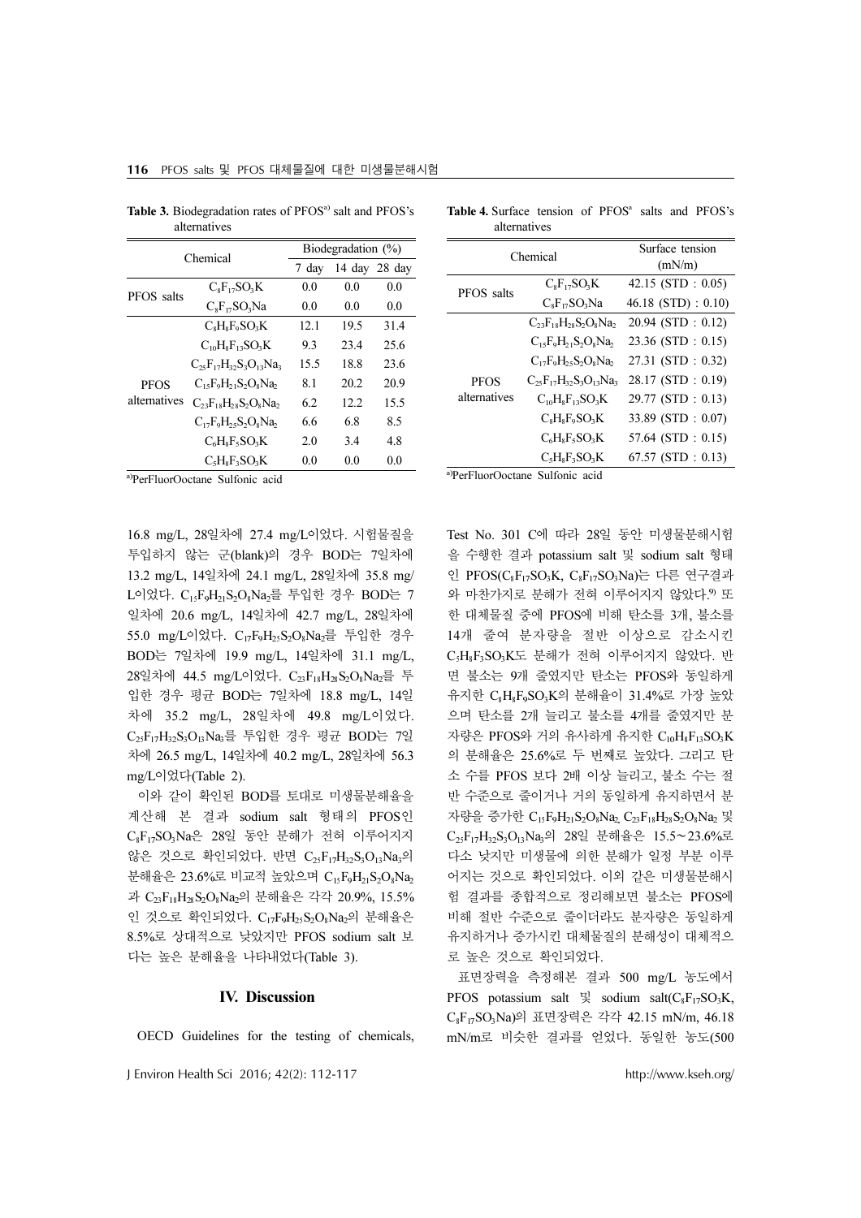**Table 3.** Biodegradation rates of PFOS[a] salt and PFOS's alternatives

| Chemical | | Biodegradation (%) | | |
|---|---|---|---|---|
| | | 7 day | 14 day | 28 day |
| PFOS salts | $C_8F_{17}SO_3K$ | 0.0 | 0.0 | 0.0 |
| | $C_8F_{17}SO_3Na$ | 0.0 | 0.0 | 0.0 |
| PFOS alternatives | $C_8H_8F_9SO_3K$ | 12.1 | 19.5 | 31.4 |
| | $C_{10}H_8F_{13}SO_3K$ | 9.3 | 23.4 | 25.6 |
| | $C_{25}F_{17}H_{32}S_3O_{13}Na_3$ | 15.5 | 18.8 | 23.6 |
| | $C_{15}F_9H_{21}S_2O_8Na_2$ | 8.1 | 20.2 | 20.9 |
| | $C_{23}F_{18}H_{28}S_2O_8Na_2$ | 6.2 | 12.2 | 15.5 |
| | $C_{17}F_9H_{25}S_2O_8Na_2$ | 6.6 | 6.8 | 8.5 |
| | $C_6H_8F_5SO_3K$ | 2.0 | 3.4 | 4.8 |
| | $C_5H_8F_3SO_3K$ | 0.0 | 0.0 | 0.0 |

[a]PerFluorOoctane Sulfonic acid

**Table 4.** Surface tension of PFOS[a] salts and PFOS's alternatives

| Chemical | | Surface tension (mN/m) |
|---|---|---|
| PFOS salts | $C_8F_{17}SO_3K$ | 42.15 (STD : 0.05) |
| | $C_8F_{17}SO_3Na$ | 46.18 (STD) : 0.10) |
| PFOS alternatives | $C_{23}F_{18}H_{28}S_2O_8Na_2$ | 20.94 (STD : 0.12) |
| | $C_{15}F_9H_{21}S_2O_8Na_2$ | 23.36 (STD : 0.15) |
| | $C_{17}F_9H_{25}S_2O_8Na_2$ | 27.31 (STD : 0.32) |
| | $C_{25}F_{17}H_{32}S_3O_{13}Na_3$ | 28.17 (STD : 0.19) |
| | $C_{10}H_8F_{13}SO_3K$ | 29.77 (STD : 0.13) |
| | $C_8H_8F_9SO_3K$ | 33.89 (STD : 0.07) |
| | $C_6H_8F_5SO_3K$ | 57.64 (STD : 0.15) |
| | $C_5H_8F_3SO_3K$ | 67.57 (STD : 0.13) |

[a]PerFluorOoctane Sulfonic acid

16.8 mg/L, 28일차에 27.4 mg/L이었다. 시험물질을 투입하지 않는 군(blank)의 경우 BOD는 7일차에 13.2 mg/L, 14일차에 24.1 mg/L, 28일차에 35.8 mg/L이었다. $C_{15}F_9H_{21}S_2O_8Na_2$를 투입한 경우 BOD는 7일차에 20.6 mg/L, 14일차에 42.7 mg/L, 28일차에 55.0 mg/L이었다. $C_{17}F_9H_{25}S_2O_8Na_2$를 투입한 경우 BOD는 7일차에 19.9 mg/L, 14일차에 31.1 mg/L, 28일차에 44.5 mg/L이었다. $C_{23}F_{18}H_{28}S_2O_8Na_2$를 투입한 경우 평균 BOD는 7일차에 18.8 mg/L, 14일차에 35.2 mg/L, 28일차에 49.8 mg/L이었다. $C_{25}F_{17}H_{32}S_3O_{13}Na_3$를 투입한 경우 평균 BOD는 7일차에 26.5 mg/L, 14일차에 40.2 mg/L, 28일차에 56.3 mg/L이었다(Table 2).

이와 같이 확인된 BOD를 토대로 미생물분해율을 계산해 본 결과 sodium salt 형태의 PFOS인 $C_8F_{17}SO_3Na$은 28일 동안 분해가 전혀 이루어지지 않은 것으로 확인되었다. 반면 $C_{25}F_{17}H_{32}S_3O_{13}Na_3$의 분해율은 23.6%로 비교적 높았으며 $C_{15}F_9H_{21}S_2O_8Na_2$과 $C_{23}F_{18}H_{28}S_2O_8Na_2$의 분해율은 각각 20.9%, 15.5%인 것으로 확인되었다. $C_{17}F_9H_{25}S_2O_8Na_2$의 분해율은 8.5%로 상대적으로 낮았지만 PFOS sodium salt 보다는 높은 분해율을 나타내었다(Table 3).

## IV. Discussion

OECD Guidelines for the testing of chemicals, Test No. 301 C에 따라 28일 동안 미생물분해시험을 수행한 결과 potassium salt 및 sodium salt 형태인 PFOS($C_8F_{17}SO_3K$, $C_8F_{17}SO_3Na$)는 다른 연구결과와 마찬가지로 분해가 전혀 이루어지지 않았다.[9] 또한 대체물질 중에 PFOS에 비해 탄소를 3개, 불소를 14개 줄여 분자량을 절반 이상으로 감소시킨 $C_5H_8F_3SO_3K$도 분해가 전혀 이루어지지 않았다. 반면 불소는 9개 줄였지만 탄소는 PFOS와 동일하게 유지한 $C_8H_8F_9SO_3K$의 분해율이 31.4%로 가장 높았으며 탄소를 2개 늘리고 불소를 4개를 줄였지만 분자량은 PFOS와 거의 유사하게 유지한 $C_{10}H_8F_{13}SO_3K$의 분해율은 25.6%로 두 번째로 높았다. 그리고 탄소 수를 PFOS 보다 2배 이상 늘리고, 불소 수는 절반 수준으로 줄이거나 거의 동일하게 유지하면서 분자량을 증가한 $C_{15}F_9H_{21}S_2O_8Na_2$, $C_{23}F_{18}H_{28}S_2O_8Na_2$ 및 $C_{25}F_{17}H_{32}S_3O_{13}Na_3$의 28일 분해율은 15.5~23.6%로 다소 낮지만 미생물에 의한 분해가 일정 부분 이루어지는 것으로 확인되었다. 이와 같은 미생물분해시험 결과를 종합적으로 정리해보면 불소는 PFOS에 비해 절반 수준으로 줄이더라도 분자량은 동일하게 유지하거나 증가시킨 대체물질의 분해성이 대체적으로 높은 것으로 확인되었다.

표면장력을 측정해본 결과 500 mg/L 농도에서 PFOS potassium salt 및 sodium salt($C_8F_{17}SO_3K$, $C_8F_{17}SO_3Na$)의 표면장력은 각각 42.15 mN/m, 46.18 mN/m로 비슷한 결과를 얻었다. 동일한 농도(500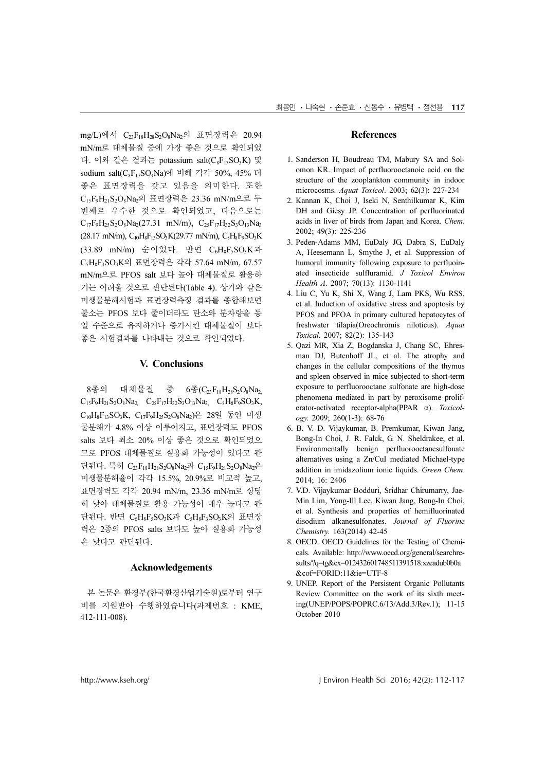mg/L)에서 $C_{23}F_{18}H_{28}S_2O_8Na_2$의 표면장력은 20.94 mN/m로 대체물질 중에 가장 좋은 것으로 확인되었다. 이와 같은 결과는 potassium salt($C_8F_{17}SO_3K$) 및 sodium salt($C_8F_{17}SO_3Na$)에 비해 각각 50%, 45% 더 좋은 표면장력을 갖고 있음을 의미한다. 또한 $C_{15}F_9H_{21}S_2O_8Na_2$의 표면장력은 23.36 mN/m으로 두 번째로 우수한 것으로 확인되었고, 다음으로는 $C_{17}F_9H_{25}S_2O_8Na_2$(27.31 mN/m), $C_{25}F_{17}H_{32}S_3O_{13}Na_3$ (28.17 mN/m), $C_{10}H_8F_{13}SO_3K$(29.77 mN/m), $C_8H_8F_9SO_3K$ (33.89 mN/m) 순이었다. 반면 $C_6H_8F_5SO_3K$과 $C_5H_8F_3SO_3K$의 표면장력은 각각 57.64 mN/m, 67.57 mN/m으로 PFOS salt 보다 높아 대체물질로 활용하기는 어려울 것으로 판단된다(Table 4). 상기와 같은 미생물분해시험과 표면장력측정 결과를 종합해보면 불소는 PFOS 보다 줄이더라도 탄소와 분자량을 동일 수준으로 유지하거나 증가시킨 대체물질이 보다 좋은 시험결과를 나타내는 것으로 확인되었다.

## V. Conclusions

8종의 대체물질 중 6종($C_{23}F_{18}H_{28}S_2O_8Na_2$, $C_{15}F_9H_{21}S_2O_8Na_2$, $C_{25}F_{17}H_{32}S_3O_{13}Na_3$, $C_8H_8F_9SO_3K$, $C_{10}H_8F_{13}SO_3K$, $C_{17}F_9H_{25}S_2O_8Na_2$)은 28일 동안 미생물분해가 4.8% 이상 이루어지고, 표면장력도 PFOS salts 보다 최소 20% 이상 좋은 것으로 확인되었으므로 PFOS 대체물질로 실용화 가능성이 있다고 판단된다. 특히 $C_{23}F_{18}H_{28}S_2O_8Na_2$과 $C_{15}F_9H_{21}S_2O_8Na_2$은 미생물분해율이 각각 15.5%, 20.9%로 비교적 높고, 표면장력도 각각 20.94 mN/m, 23.36 mN/m로 상당히 낮아 대체물질로 활용 가능성이 매우 높다고 판단된다. 반면 $C_6H_8F_5SO_3K$과 $C_5H_8F_3SO_3K$의 표면장력은 2종의 PFOS salts 보다도 높아 실용화 가능성은 낮다고 판단된다.

## Acknowledgements

본 논문은 환경부(한국환경산업기술원)로부터 연구비를 지원받아 수행하였습니다(과제번호 : KME, 412-111-008).

## References

1. Sanderson H, Boudreau TM, Mabury SA and Solomon KR. Impact of perfluorooctanoic acid on the structure of the zooplankton community in indoor microcosms. *Aquat Toxicol*. 2003; 62(3): 227-234
2. Kannan K, Choi J, Iseki N, Senthilkumar K, Kim DH and Giesy JP. Concentration of perfluorinated acids in liver of birds from Japan and Korea. *Chem*. 2002; 49(3): 225-236
3. Peden-Adams MM, EuDaly JG, Dabra S, EuDaly A, Heesemann L, Smythe J, et al. Suppression of humoral immunity following exposure to perfluorinated insecticide sulfluramid. *J Toxicol Environ Health A*. 2007; 70(13): 1130-1141
4. Liu C, Yu K, Shi X, Wang J, Lam PKS, Wu RSS, et al. Induction of oxidative stress and apoptosis by PFOS and PFOA in primary cultured hepatocytes of freshwater tilapia(Oreochromis niloticus). *Aquat Toxicol*. 2007; 82(2): 135-143
5. Qazi MR, Xia Z, Bogdanska J, Chang SC, Ehresman DJ, Butenhoff JL, et al. The atrophy and changes in the cellular compositions of the thymus and spleen observed in mice subjected to short-term exposure to perfluorooctane sulfonate are high-dose phenomena mediated in part by peroxisome proliferator-activated receptor-alpha(PPAR α). *Toxicology*. 2009; 260(1-3): 68-76
6. B. V. D. Vijaykumar, B. Premkumar, Kiwan Jang, Bong-In Choi, J. R. Falck, G. N. Sheldrakee, et al. Environmentally benign perfluorooctanesulfonate alternatives using a Zn/CuI mediated Michael-type addition in imidazolium ionic liquids. *Green Chem.* 2014; 16: 2406
7. V.D. Vijaykumar Bodduri, Sridhar Chirumarry, Jae-Min Lim, Yong-Ill Lee, Kiwan Jang, Bong-In Choi, et al. Synthesis and properties of hemifluorinated disodium alkanesulfonates. *Journal of Fluorine Chemistry.* 163(2014) 42-45
8. OECD. OECD Guidelines for the Testing of Chemicals. Available: http://www.oecd.org/general/searchresults/?q=tg&cx=012432601748511391518:xzeadub0b0a&cof=FORID:11&ie=UTF-8
9. UNEP. Report of the Persistent Organic Pollutants Review Committee on the work of its sixth meeting(UNEP/POPS/POPRC.6/13/Add.3/Rev.1); 11-15 October 2010